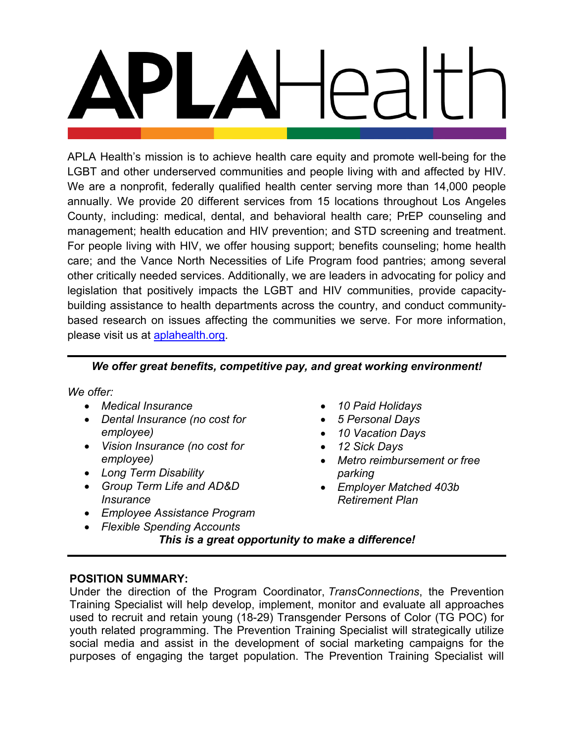# APLA Health

APLA Health's mission is to achieve health care equity and promote well-being for the LGBT and other underserved communities and people living with and affected by HIV. We are a nonprofit, federally qualified health center serving more than 14,000 people annually. We provide 20 different services from 15 locations throughout Los Angeles County, including: medical, dental, and behavioral health care; PrEP counseling and management; health education and HIV prevention; and STD screening and treatment. For people living with HIV, we offer housing support; benefits counseling; home health care; and the Vance North Necessities of Life Program food pantries; among several other critically needed services. Additionally, we are leaders in advocating for policy and legislation that positively impacts the LGBT and HIV communities, provide capacity-building assistance to health departments across the country, and conduct community-based research on issues affecting the communities we serve. For more information, please visit us at [aplahealth.org](https://aplahealth.org).

---

***We offer great benefits, competitive pay, and great working environment!***

*We offer:*

- *Medical Insurance*
- *Dental Insurance (no cost for employee)*
- *Vision Insurance (no cost for employee)*
- *Long Term Disability*
- *Group Term Life and AD&D Insurance*
- *Employee Assistance Program*
- *Flexible Spending Accounts*
- *10 Paid Holidays*
- *5 Personal Days*
- *10 Vacation Days*
- *12 Sick Days*
- *Metro reimbursement or free parking*
- *Employer Matched 403b Retirement Plan*

***This is a great opportunity to make a difference!***

---

**POSITION SUMMARY:**

Under the direction of the Program Coordinator, *TransConnections*, the Prevention Training Specialist will help develop, implement, monitor and evaluate all approaches used to recruit and retain young (18-29) Transgender Persons of Color (TG POC) for youth related programming. The Prevention Training Specialist will strategically utilize social media and assist in the development of social marketing campaigns for the purposes of engaging the target population. The Prevention Training Specialist will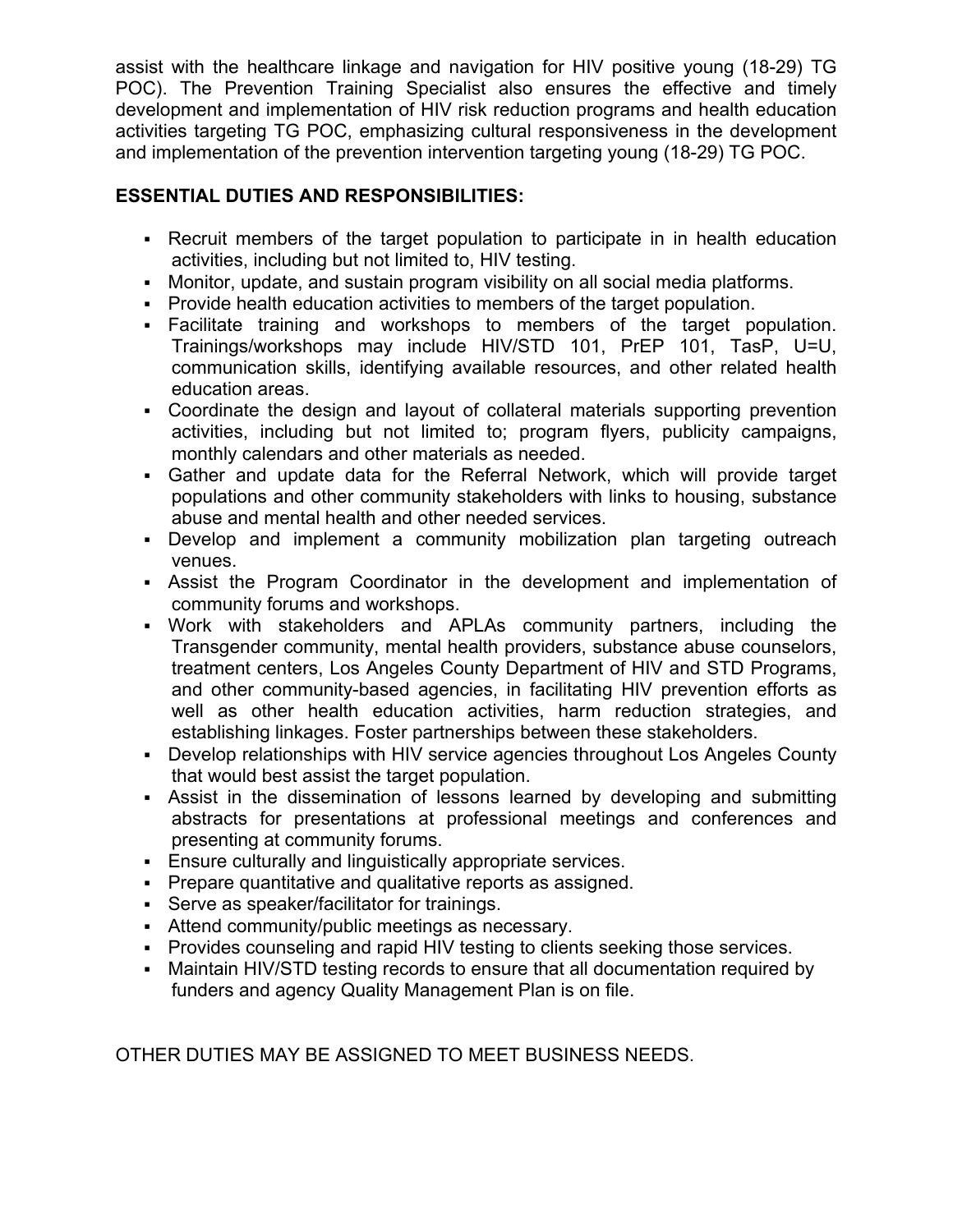assist with the healthcare linkage and navigation for HIV positive young (18-29) TG POC). The Prevention Training Specialist also ensures the effective and timely development and implementation of HIV risk reduction programs and health education activities targeting TG POC, emphasizing cultural responsiveness in the development and implementation of the prevention intervention targeting young (18-29) TG POC.

**ESSENTIAL DUTIES AND RESPONSIBILITIES:**

- Recruit members of the target population to participate in in health education activities, including but not limited to, HIV testing.
- Monitor, update, and sustain program visibility on all social media platforms.
- Provide health education activities to members of the target population.
- Facilitate training and workshops to members of the target population. Trainings/workshops may include HIV/STD 101, PrEP 101, TasP, U=U, communication skills, identifying available resources, and other related health education areas.
- Coordinate the design and layout of collateral materials supporting prevention activities, including but not limited to; program flyers, publicity campaigns, monthly calendars and other materials as needed.
- Gather and update data for the Referral Network, which will provide target populations and other community stakeholders with links to housing, substance abuse and mental health and other needed services.
- Develop and implement a community mobilization plan targeting outreach venues.
- Assist the Program Coordinator in the development and implementation of community forums and workshops.
- Work with stakeholders and APLAs community partners, including the Transgender community, mental health providers, substance abuse counselors, treatment centers, Los Angeles County Department of HIV and STD Programs, and other community-based agencies, in facilitating HIV prevention efforts as well as other health education activities, harm reduction strategies, and establishing linkages. Foster partnerships between these stakeholders.
- Develop relationships with HIV service agencies throughout Los Angeles County that would best assist the target population.
- Assist in the dissemination of lessons learned by developing and submitting abstracts for presentations at professional meetings and conferences and presenting at community forums.
- Ensure culturally and linguistically appropriate services.
- Prepare quantitative and qualitative reports as assigned.
- Serve as speaker/facilitator for trainings.
- Attend community/public meetings as necessary.
- Provides counseling and rapid HIV testing to clients seeking those services.
- Maintain HIV/STD testing records to ensure that all documentation required by funders and agency Quality Management Plan is on file.

OTHER DUTIES MAY BE ASSIGNED TO MEET BUSINESS NEEDS.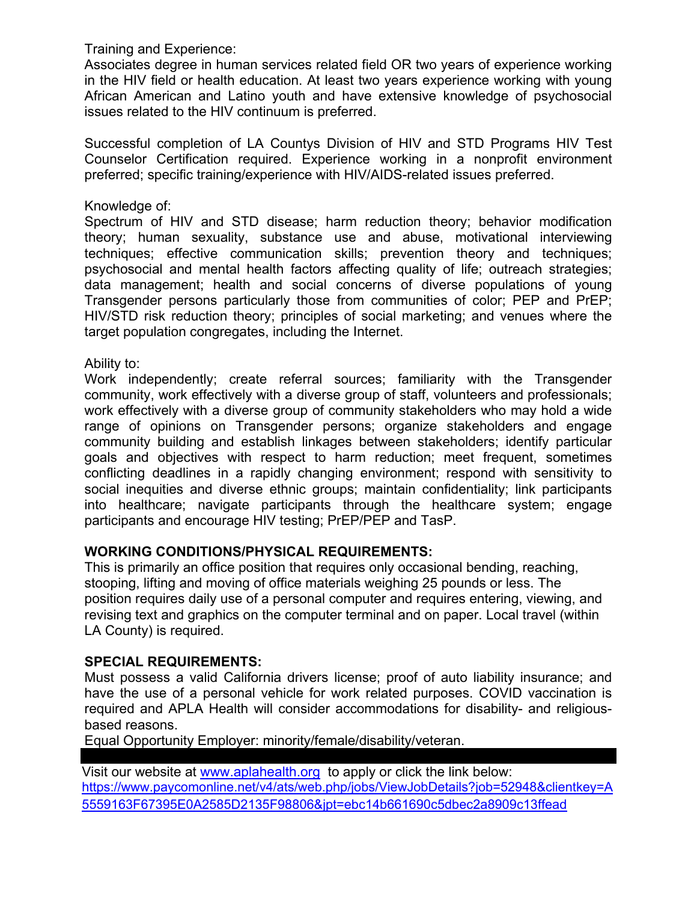Training and Experience:
Associates degree in human services related field OR two years of experience working in the HIV field or health education. At least two years experience working with young African American and Latino youth and have extensive knowledge of psychosocial issues related to the HIV continuum is preferred.

Successful completion of LA Countys Division of HIV and STD Programs HIV Test Counselor Certification required. Experience working in a nonprofit environment preferred; specific training/experience with HIV/AIDS-related issues preferred.

Knowledge of:
Spectrum of HIV and STD disease; harm reduction theory; behavior modification theory; human sexuality, substance use and abuse, motivational interviewing techniques; effective communication skills; prevention theory and techniques; psychosocial and mental health factors affecting quality of life; outreach strategies; data management; health and social concerns of diverse populations of young Transgender persons particularly those from communities of color; PEP and PrEP; HIV/STD risk reduction theory; principles of social marketing; and venues where the target population congregates, including the Internet.

Ability to:
Work independently; create referral sources; familiarity with the Transgender community, work effectively with a diverse group of staff, volunteers and professionals; work effectively with a diverse group of community stakeholders who may hold a wide range of opinions on Transgender persons; organize stakeholders and engage community building and establish linkages between stakeholders; identify particular goals and objectives with respect to harm reduction; meet frequent, sometimes conflicting deadlines in a rapidly changing environment; respond with sensitivity to social inequities and diverse ethnic groups; maintain confidentiality; link participants into healthcare; navigate participants through the healthcare system; engage participants and encourage HIV testing; PrEP/PEP and TasP.

**WORKING CONDITIONS/PHYSICAL REQUIREMENTS:**
This is primarily an office position that requires only occasional bending, reaching, stooping, lifting and moving of office materials weighing 25 pounds or less. The position requires daily use of a personal computer and requires entering, viewing, and revising text and graphics on the computer terminal and on paper. Local travel (within LA County) is required.

**SPECIAL REQUIREMENTS:**
Must possess a valid California drivers license; proof of auto liability insurance; and have the use of a personal vehicle for work related purposes. COVID vaccination is required and APLA Health will consider accommodations for disability- and religious-based reasons.
Equal Opportunity Employer: minority/female/disability/veteran.

Visit our website at www.aplahealth.org to apply or click the link below:
https://www.paycomonline.net/v4/ats/web.php/jobs/ViewJobDetails?job=52948&clientkey=A5559163F67395E0A2585D2135F98806&jpt=ebc14b661690c5dbec2a8909c13ffead